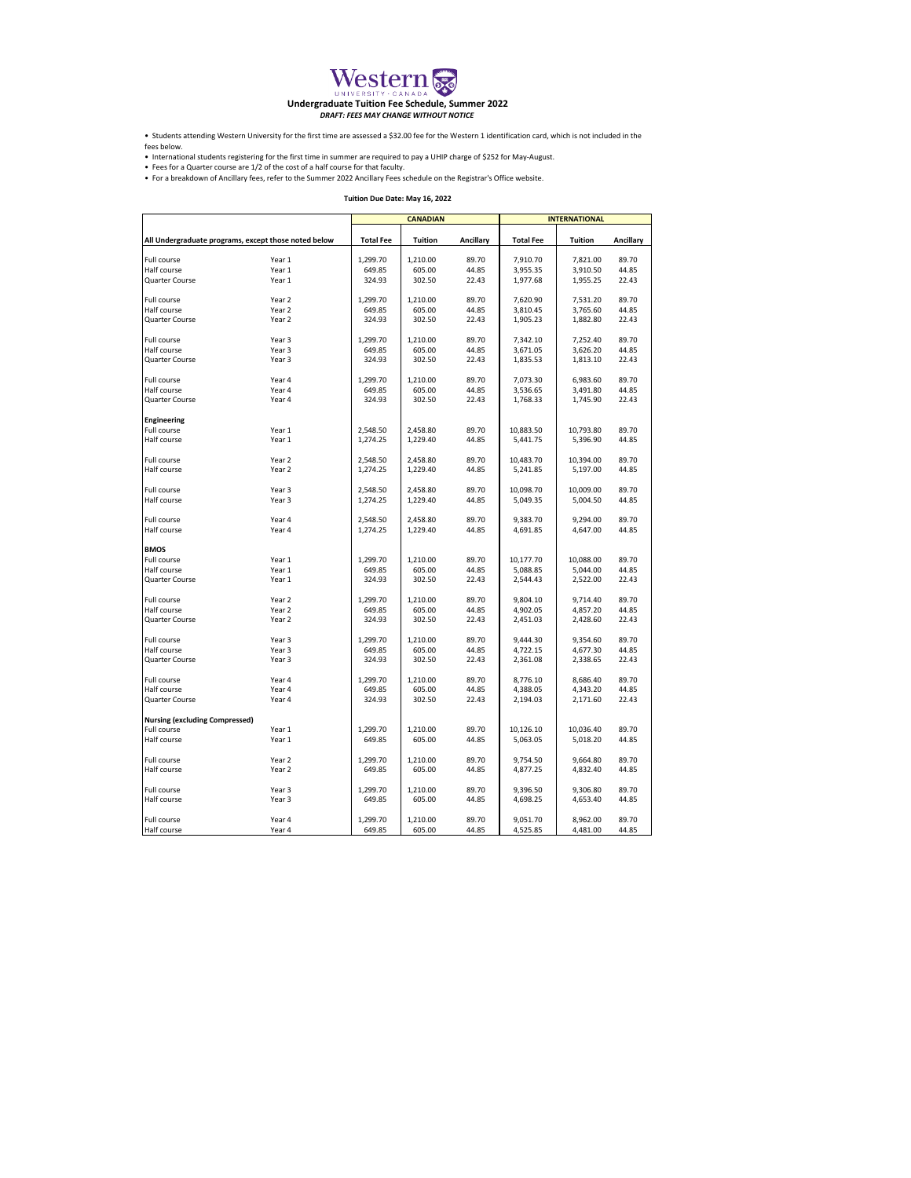# Western University · Canada

## Undergraduate Tuition Fee Schedule, Summer 2022

***DRAFT: FEES MAY CHANGE WITHOUT NOTICE***

- Students attending Western University for the first time are assessed a $32.00 fee for the Western 1 identification card, which is not included in the fees below.
- International students registering for the first time in summer are required to pay a UHIP charge of $252 for May-August.
- Fees for a Quarter course are 1/2 of the cost of a half course for that faculty.
- For a breakdown of Ancillary fees, refer to the Summer 2022 Ancillary Fees schedule on the Registrar's Office website.

**Tuition Due Date: May 16, 2022**

| | | CANADIAN | | | INTERNATIONAL | | |
|---|---|---|---|---|---|---|---|
| **All Undergraduate programs, except those noted below** | | **Total Fee** | **Tuition** | **Ancillary** | **Total Fee** | **Tuition** | **Ancillary** |
| Full course | Year 1 | 1,299.70 | 1,210.00 | 89.70 | 7,910.70 | 7,821.00 | 89.70 |
| Half course | Year 1 | 649.85 | 605.00 | 44.85 | 3,955.35 | 3,910.50 | 44.85 |
| Quarter Course | Year 1 | 324.93 | 302.50 | 22.43 | 1,977.68 | 1,955.25 | 22.43 |
| Full course | Year 2 | 1,299.70 | 1,210.00 | 89.70 | 7,620.90 | 7,531.20 | 89.70 |
| Half course | Year 2 | 649.85 | 605.00 | 44.85 | 3,810.45 | 3,765.60 | 44.85 |
| Quarter Course | Year 2 | 324.93 | 302.50 | 22.43 | 1,905.23 | 1,882.80 | 22.43 |
| Full course | Year 3 | 1,299.70 | 1,210.00 | 89.70 | 7,342.10 | 7,252.40 | 89.70 |
| Half course | Year 3 | 649.85 | 605.00 | 44.85 | 3,671.05 | 3,626.20 | 44.85 |
| Quarter Course | Year 3 | 324.93 | 302.50 | 22.43 | 1,835.53 | 1,813.10 | 22.43 |
| Full course | Year 4 | 1,299.70 | 1,210.00 | 89.70 | 7,073.30 | 6,983.60 | 89.70 |
| Half course | Year 4 | 649.85 | 605.00 | 44.85 | 3,536.65 | 3,491.80 | 44.85 |
| Quarter Course | Year 4 | 324.93 | 302.50 | 22.43 | 1,768.33 | 1,745.90 | 22.43 |
| **Engineering** | | | | | | | |
| Full course | Year 1 | 2,548.50 | 2,458.80 | 89.70 | 10,883.50 | 10,793.80 | 89.70 |
| Half course | Year 1 | 1,274.25 | 1,229.40 | 44.85 | 5,441.75 | 5,396.90 | 44.85 |
| Full course | Year 2 | 2,548.50 | 2,458.80 | 89.70 | 10,483.70 | 10,394.00 | 89.70 |
| Half course | Year 2 | 1,274.25 | 1,229.40 | 44.85 | 5,241.85 | 5,197.00 | 44.85 |
| Full course | Year 3 | 2,548.50 | 2,458.80 | 89.70 | 10,098.70 | 10,009.00 | 89.70 |
| Half course | Year 3 | 1,274.25 | 1,229.40 | 44.85 | 5,049.35 | 5,004.50 | 44.85 |
| Full course | Year 4 | 2,548.50 | 2,458.80 | 89.70 | 9,383.70 | 9,294.00 | 89.70 |
| Half course | Year 4 | 1,274.25 | 1,229.40 | 44.85 | 4,691.85 | 4,647.00 | 44.85 |
| **BMOS** | | | | | | | |
| Full course | Year 1 | 1,299.70 | 1,210.00 | 89.70 | 10,177.70 | 10,088.00 | 89.70 |
| Half course | Year 1 | 649.85 | 605.00 | 44.85 | 5,088.85 | 5,044.00 | 44.85 |
| Quarter Course | Year 1 | 324.93 | 302.50 | 22.43 | 2,544.43 | 2,522.00 | 22.43 |
| Full course | Year 2 | 1,299.70 | 1,210.00 | 89.70 | 9,804.10 | 9,714.40 | 89.70 |
| Half course | Year 2 | 649.85 | 605.00 | 44.85 | 4,902.05 | 4,857.20 | 44.85 |
| Quarter Course | Year 2 | 324.93 | 302.50 | 22.43 | 2,451.03 | 2,428.60 | 22.43 |
| Full course | Year 3 | 1,299.70 | 1,210.00 | 89.70 | 9,444.30 | 9,354.60 | 89.70 |
| Half course | Year 3 | 649.85 | 605.00 | 44.85 | 4,722.15 | 4,677.30 | 44.85 |
| Quarter Course | Year 3 | 324.93 | 302.50 | 22.43 | 2,361.08 | 2,338.65 | 22.43 |
| Full course | Year 4 | 1,299.70 | 1,210.00 | 89.70 | 8,776.10 | 8,686.40 | 89.70 |
| Half course | Year 4 | 649.85 | 605.00 | 44.85 | 4,388.05 | 4,343.20 | 44.85 |
| Quarter Course | Year 4 | 324.93 | 302.50 | 22.43 | 2,194.03 | 2,171.60 | 22.43 |
| **Nursing (excluding Compressed)** | | | | | | | |
| Full course | Year 1 | 1,299.70 | 1,210.00 | 89.70 | 10,126.10 | 10,036.40 | 89.70 |
| Half course | Year 1 | 649.85 | 605.00 | 44.85 | 5,063.05 | 5,018.20 | 44.85 |
| Full course | Year 2 | 1,299.70 | 1,210.00 | 89.70 | 9,754.50 | 9,664.80 | 89.70 |
| Half course | Year 2 | 649.85 | 605.00 | 44.85 | 4,877.25 | 4,832.40 | 44.85 |
| Full course | Year 3 | 1,299.70 | 1,210.00 | 89.70 | 9,396.50 | 9,306.80 | 89.70 |
| Half course | Year 3 | 649.85 | 605.00 | 44.85 | 4,698.25 | 4,653.40 | 44.85 |
| Full course | Year 4 | 1,299.70 | 1,210.00 | 89.70 | 9,051.70 | 8,962.00 | 89.70 |
| Half course | Year 4 | 649.85 | 605.00 | 44.85 | 4,525.85 | 4,481.00 | 44.85 |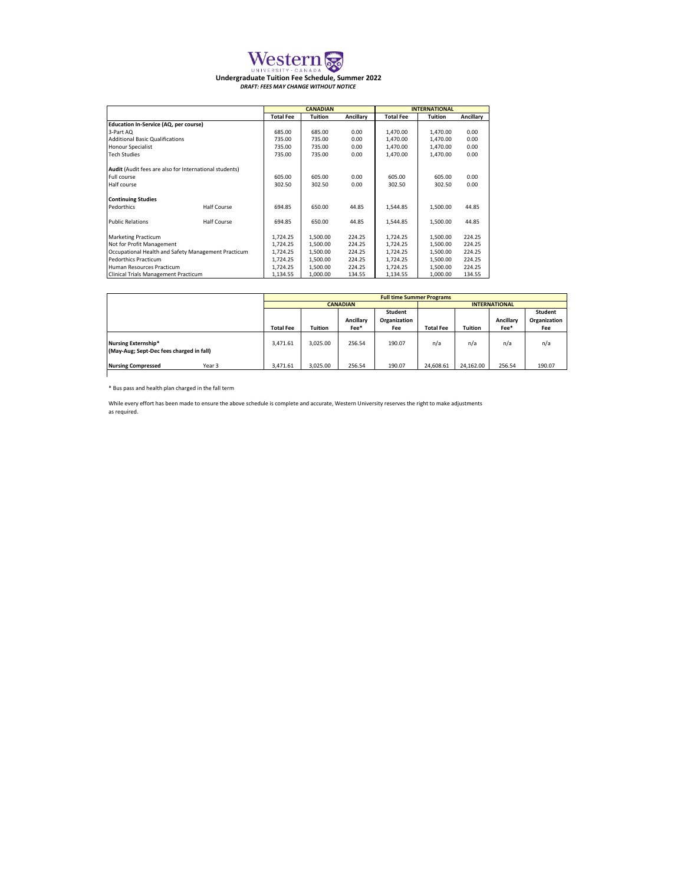Western UNIVERSITY · CANADA

**Undergraduate Tuition Fee Schedule, Summer 2022**

***DRAFT: FEES MAY CHANGE WITHOUT NOTICE***

| | | CANADIAN | | | INTERNATIONAL | | |
|---|---|---|---|---|---|---|---|
| | | **Total Fee** | **Tuition** | **Ancillary** | **Total Fee** | **Tuition** | **Ancillary** |
| **Education In-Service (AQ, per course)** | | | | | | | |
| 3-Part AQ | | 685.00 | 685.00 | 0.00 | 1,470.00 | 1,470.00 | 0.00 |
| Additional Basic Qualifications | | 735.00 | 735.00 | 0.00 | 1,470.00 | 1,470.00 | 0.00 |
| Honour Specialist | | 735.00 | 735.00 | 0.00 | 1,470.00 | 1,470.00 | 0.00 |
| Tech Studies | | 735.00 | 735.00 | 0.00 | 1,470.00 | 1,470.00 | 0.00 |
| **Audit** (Audit fees are also for International students) | | | | | | | |
| Full course | | 605.00 | 605.00 | 0.00 | 605.00 | 605.00 | 0.00 |
| Half course | | 302.50 | 302.50 | 0.00 | 302.50 | 302.50 | 0.00 |
| **Continuing Studies** | | | | | | | |
| Pedorthics | Half Course | 694.85 | 650.00 | 44.85 | 1,544.85 | 1,500.00 | 44.85 |
| Public Relations | Half Course | 694.85 | 650.00 | 44.85 | 1,544.85 | 1,500.00 | 44.85 |
| Marketing Practicum | | 1,724.25 | 1,500.00 | 224.25 | 1,724.25 | 1,500.00 | 224.25 |
| Not for Profit Management | | 1,724.25 | 1,500.00 | 224.25 | 1,724.25 | 1,500.00 | 224.25 |
| Occupational Health and Safety Management Practicum | | 1,724.25 | 1,500.00 | 224.25 | 1,724.25 | 1,500.00 | 224.25 |
| Pedorthics Practicum | | 1,724.25 | 1,500.00 | 224.25 | 1,724.25 | 1,500.00 | 224.25 |
| Human Resources Practicum | | 1,724.25 | 1,500.00 | 224.25 | 1,724.25 | 1,500.00 | 224.25 |
| Clinical Trials Management Practicum | | 1,134.55 | 1,000.00 | 134.55 | 1,134.55 | 1,000.00 | 134.55 |

| | | Full time Summer Programs | | | | | | | |
|---|---|---|---|---|---|---|---|---|---|
| | | CANADIAN | | | | INTERNATIONAL | | | |
| | | **Total Fee** | **Tuition** | **Ancillary Fee*** | **Student Organization Fee** | **Total Fee** | **Tuition** | **Ancillary Fee*** | **Student Organization Fee** |
| **Nursing Externship*** **(May-Aug; Sept-Dec fees charged in fall)** | | 3,471.61 | 3,025.00 | 256.54 | 190.07 | n/a | n/a | n/a | n/a |
| **Nursing Compressed** | Year 3 | 3,471.61 | 3,025.00 | 256.54 | 190.07 | 24,608.61 | 24,162.00 | 256.54 | 190.07 |

* Bus pass and health plan charged in the fall term

While every effort has been made to ensure the above schedule is complete and accurate, Western University reserves the right to make adjustments as required.